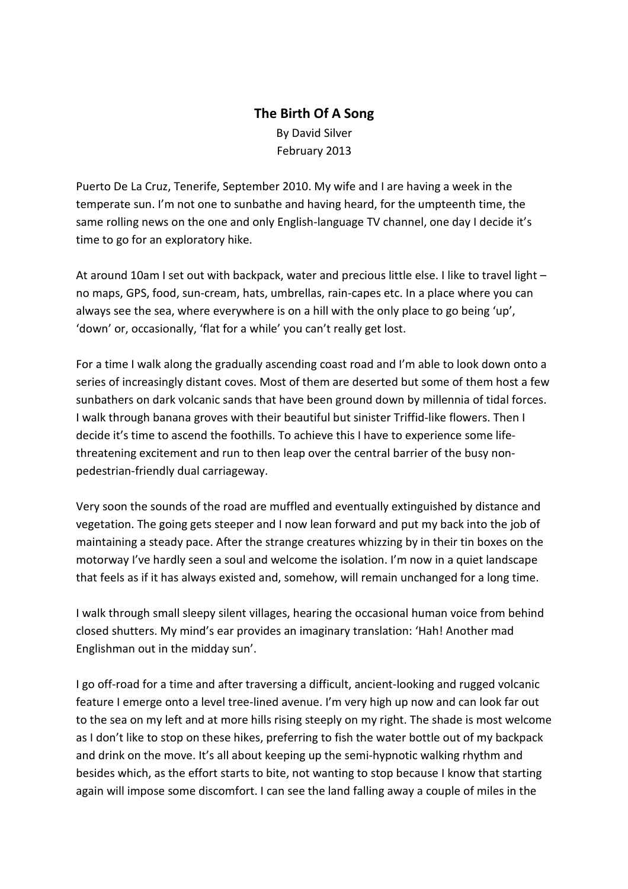# The Birth Of A Song

By David Silver

February 2013

Puerto De La Cruz, Tenerife, September 2010. My wife and I are having a week in the temperate sun. I'm not one to sunbathe and having heard, for the umpteenth time, the same rolling news on the one and only English-language TV channel, one day I decide it's time to go for an exploratory hike.

At around 10am I set out with backpack, water and precious little else. I like to travel light – no maps, GPS, food, sun-cream, hats, umbrellas, rain-capes etc. In a place where you can always see the sea, where everywhere is on a hill with the only place to go being 'up', 'down' or, occasionally, 'flat for a while' you can't really get lost.

For a time I walk along the gradually ascending coast road and I'm able to look down onto a series of increasingly distant coves. Most of them are deserted but some of them host a few sunbathers on dark volcanic sands that have been ground down by millennia of tidal forces. I walk through banana groves with their beautiful but sinister Triffid-like flowers. Then I decide it's time to ascend the foothills. To achieve this I have to experience some life-threatening excitement and run to then leap over the central barrier of the busy non-pedestrian-friendly dual carriageway.

Very soon the sounds of the road are muffled and eventually extinguished by distance and vegetation. The going gets steeper and I now lean forward and put my back into the job of maintaining a steady pace. After the strange creatures whizzing by in their tin boxes on the motorway I've hardly seen a soul and welcome the isolation. I'm now in a quiet landscape that feels as if it has always existed and, somehow, will remain unchanged for a long time.

I walk through small sleepy silent villages, hearing the occasional human voice from behind closed shutters. My mind's ear provides an imaginary translation: 'Hah! Another mad Englishman out in the midday sun'.

I go off-road for a time and after traversing a difficult, ancient-looking and rugged volcanic feature I emerge onto a level tree-lined avenue. I'm very high up now and can look far out to the sea on my left and at more hills rising steeply on my right. The shade is most welcome as I don't like to stop on these hikes, preferring to fish the water bottle out of my backpack and drink on the move. It's all about keeping up the semi-hypnotic walking rhythm and besides which, as the effort starts to bite, not wanting to stop because I know that starting again will impose some discomfort. I can see the land falling away a couple of miles in the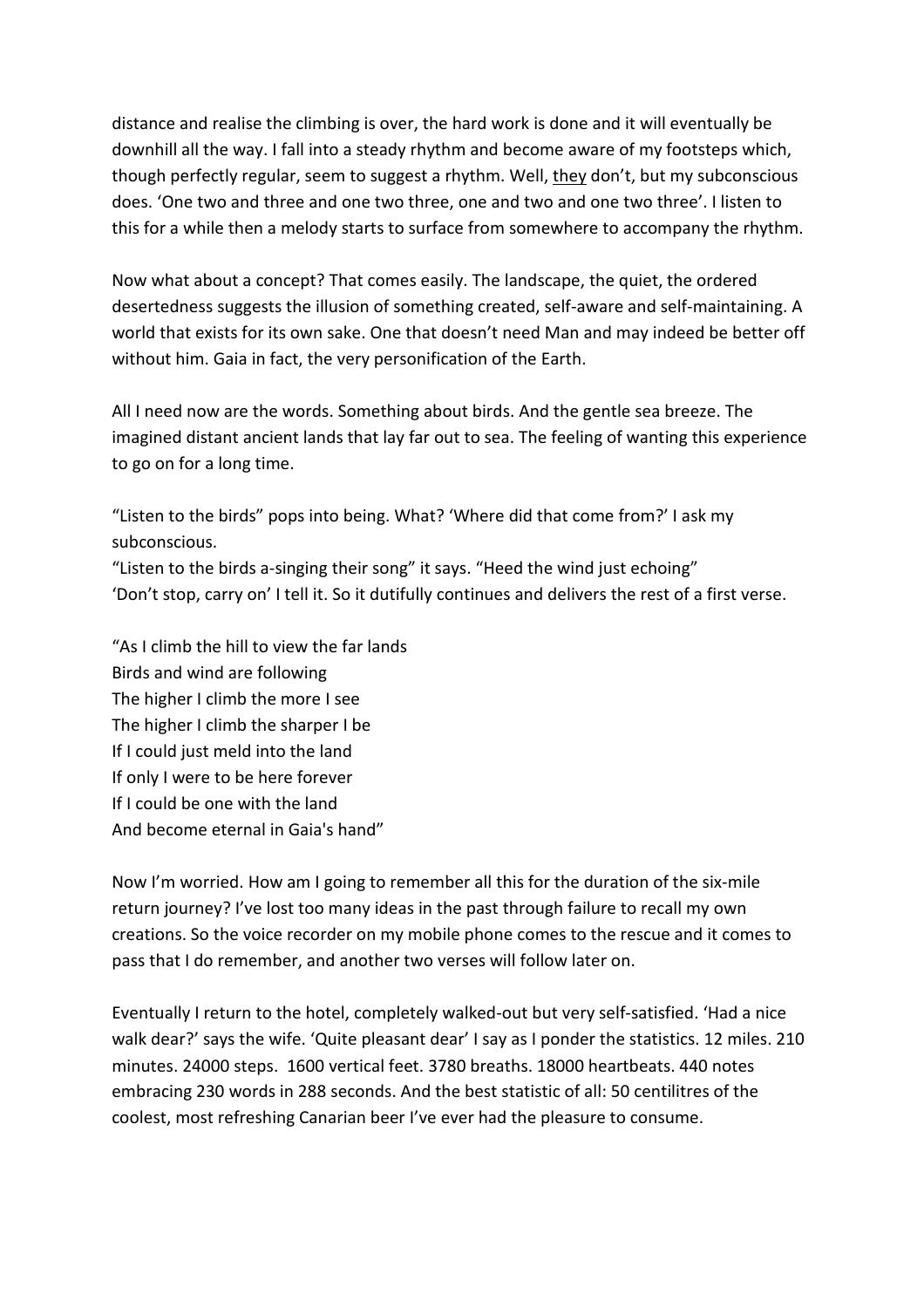distance and realise the climbing is over, the hard work is done and it will eventually be downhill all the way. I fall into a steady rhythm and become aware of my footsteps which, though perfectly regular, seem to suggest a rhythm. Well, <u>they</u> don't, but my subconscious does. 'One two and three and one two three, one and two and one two three'. I listen to this for a while then a melody starts to surface from somewhere to accompany the rhythm.

Now what about a concept? That comes easily. The landscape, the quiet, the ordered desertedness suggests the illusion of something created, self-aware and self-maintaining. A world that exists for its own sake. One that doesn't need Man and may indeed be better off without him. Gaia in fact, the very personification of the Earth.

All I need now are the words. Something about birds. And the gentle sea breeze. The imagined distant ancient lands that lay far out to sea. The feeling of wanting this experience to go on for a long time.

"Listen to the birds" pops into being. What? 'Where did that come from?' I ask my subconscious.
"Listen to the birds a-singing their song" it says. "Heed the wind just echoing"
'Don't stop, carry on' I tell it. So it dutifully continues and delivers the rest of a first verse.

"As I climb the hill to view the far lands
Birds and wind are following
The higher I climb the more I see
The higher I climb the sharper I be
If I could just meld into the land
If only I were to be here forever
If I could be one with the land
And become eternal in Gaia's hand"

Now I'm worried. How am I going to remember all this for the duration of the six-mile return journey? I've lost too many ideas in the past through failure to recall my own creations. So the voice recorder on my mobile phone comes to the rescue and it comes to pass that I do remember, and another two verses will follow later on.

Eventually I return to the hotel, completely walked-out but very self-satisfied. 'Had a nice walk dear?' says the wife. 'Quite pleasant dear' I say as I ponder the statistics. 12 miles. 210 minutes. 24000 steps. 1600 vertical feet. 3780 breaths. 18000 heartbeats. 440 notes embracing 230 words in 288 seconds. And the best statistic of all: 50 centilitres of the coolest, most refreshing Canarian beer I've ever had the pleasure to consume.